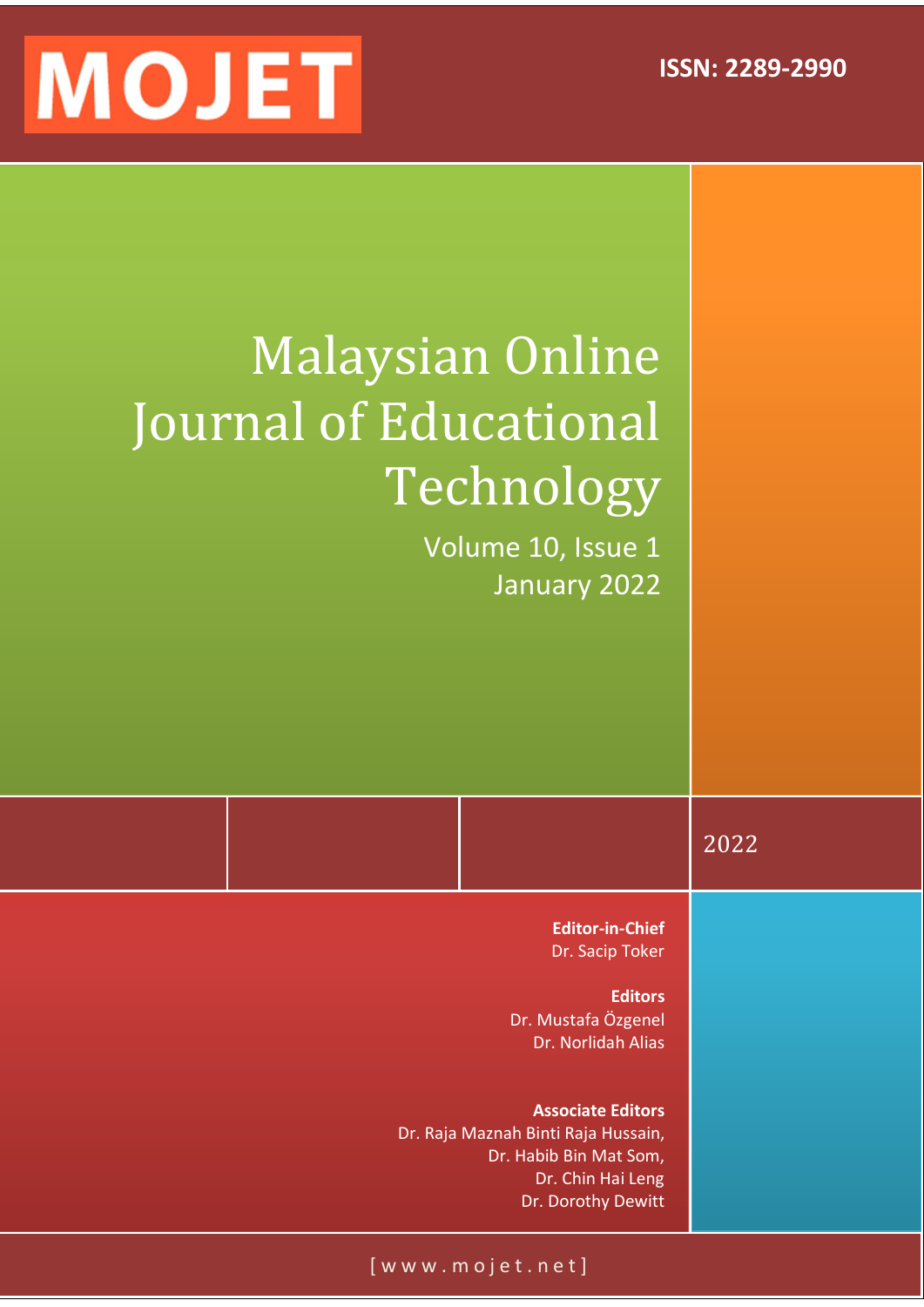MOJET

ISSN: 2289-2990

# Malaysian Online Journal of Educational Technology

Volume 10, Issue 1

January 2022

2022

**Editor-in-Chief**

Dr. Sacip Toker

**Editors**

Dr. Mustafa Özgenel

Dr. Norlidah Alias

**Associate Editors**

Dr. Raja Maznah Binti Raja Hussain,

Dr. Habib Bin Mat Som,

Dr. Chin Hai Leng

Dr. Dorothy Dewitt

[www.mojet.net]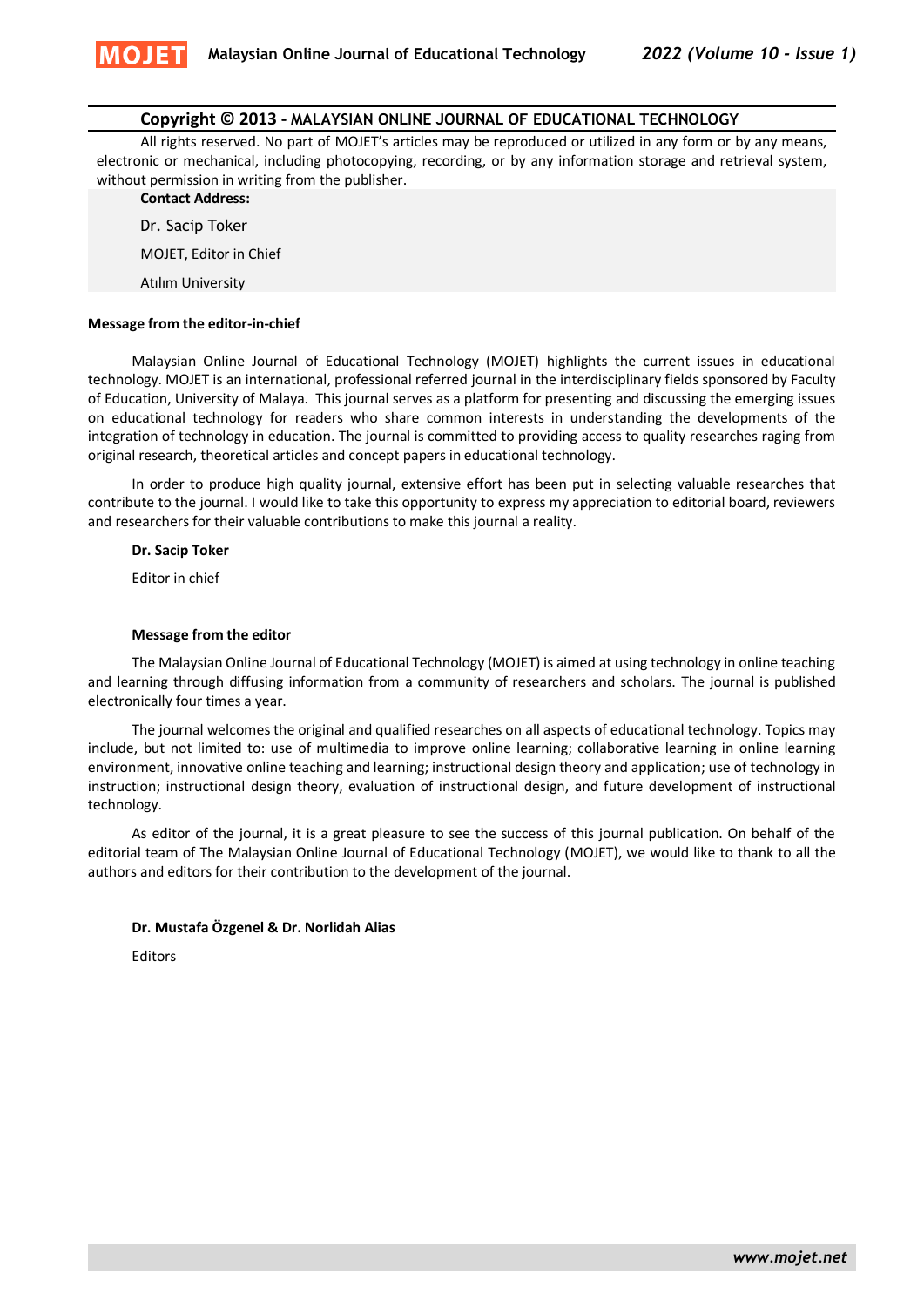## Copyright © 2013 - MALAYSIAN ONLINE JOURNAL OF EDUCATIONAL TECHNOLOGY

All rights reserved. No part of MOJET's articles may be reproduced or utilized in any form or by any means, electronic or mechanical, including photocopying, recording, or by any information storage and retrieval system, without permission in writing from the publisher.

**Contact Address:**

Dr. Sacip Toker

MOJET, Editor in Chief

Atılım University

**Message from the editor-in-chief**

Malaysian Online Journal of Educational Technology (MOJET) highlights the current issues in educational technology. MOJET is an international, professional referred journal in the interdisciplinary fields sponsored by Faculty of Education, University of Malaya. This journal serves as a platform for presenting and discussing the emerging issues on educational technology for readers who share common interests in understanding the developments of the integration of technology in education. The journal is committed to providing access to quality researches raging from original research, theoretical articles and concept papers in educational technology.

In order to produce high quality journal, extensive effort has been put in selecting valuable researches that contribute to the journal. I would like to take this opportunity to express my appreciation to editorial board, reviewers and researchers for their valuable contributions to make this journal a reality.

**Dr. Sacip Toker**

Editor in chief

**Message from the editor**

The Malaysian Online Journal of Educational Technology (MOJET) is aimed at using technology in online teaching and learning through diffusing information from a community of researchers and scholars. The journal is published electronically four times a year.

The journal welcomes the original and qualified researches on all aspects of educational technology. Topics may include, but not limited to: use of multimedia to improve online learning; collaborative learning in online learning environment, innovative online teaching and learning; instructional design theory and application; use of technology in instruction; instructional design theory, evaluation of instructional design, and future development of instructional technology.

As editor of the journal, it is a great pleasure to see the success of this journal publication. On behalf of the editorial team of The Malaysian Online Journal of Educational Technology (MOJET), we would like to thank to all the authors and editors for their contribution to the development of the journal.

**Dr. Mustafa Özgenel & Dr. Norlidah Alias**

Editors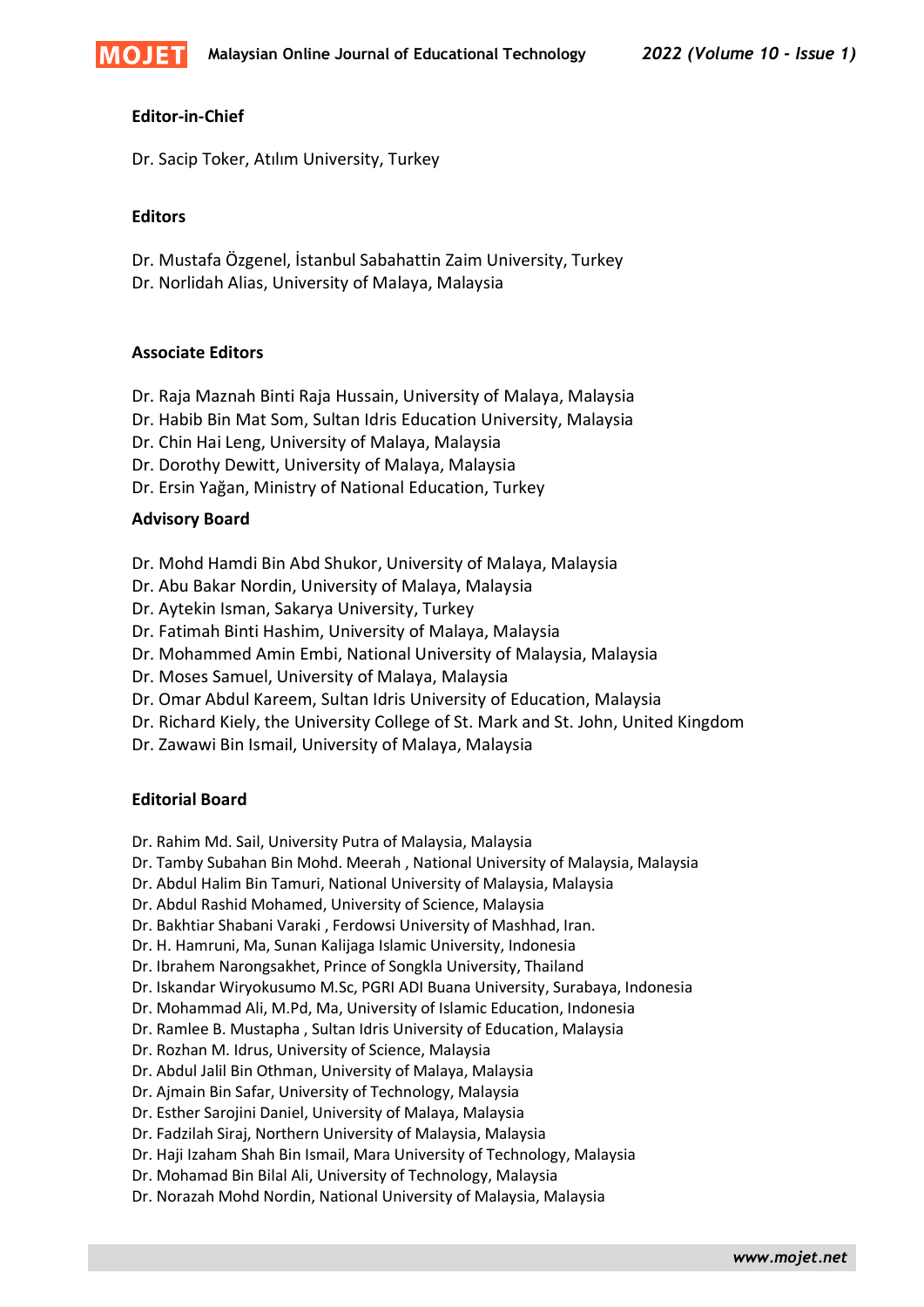**Editor-in-Chief**

Dr. Sacip Toker, Atılım University, Turkey

**Editors**

Dr. Mustafa Özgenel, İstanbul Sabahattin Zaim University, Turkey
Dr. Norlidah Alias, University of Malaya, Malaysia

**Associate Editors**

Dr. Raja Maznah Binti Raja Hussain, University of Malaya, Malaysia
Dr. Habib Bin Mat Som, Sultan Idris Education University, Malaysia
Dr. Chin Hai Leng, University of Malaya, Malaysia
Dr. Dorothy Dewitt, University of Malaya, Malaysia
Dr. Ersin Yağan, Ministry of National Education, Turkey

**Advisory Board**

Dr. Mohd Hamdi Bin Abd Shukor, University of Malaya, Malaysia
Dr. Abu Bakar Nordin, University of Malaya, Malaysia
Dr. Aytekin Isman, Sakarya University, Turkey
Dr. Fatimah Binti Hashim, University of Malaya, Malaysia
Dr. Mohammed Amin Embi, National University of Malaysia, Malaysia
Dr. Moses Samuel, University of Malaya, Malaysia
Dr. Omar Abdul Kareem, Sultan Idris University of Education, Malaysia
Dr. Richard Kiely, the University College of St. Mark and St. John, United Kingdom
Dr. Zawawi Bin Ismail, University of Malaya, Malaysia

**Editorial Board**

Dr. Rahim Md. Sail, University Putra of Malaysia, Malaysia
Dr. Tamby Subahan Bin Mohd. Meerah , National University of Malaysia, Malaysia
Dr. Abdul Halim Bin Tamuri, National University of Malaysia, Malaysia
Dr. Abdul Rashid Mohamed, University of Science, Malaysia
Dr. Bakhtiar Shabani Varaki , Ferdowsi University of Mashhad, Iran.
Dr. H. Hamruni, Ma, Sunan Kalijaga Islamic University, Indonesia
Dr. Ibrahem Narongsakhet, Prince of Songkla University, Thailand
Dr. Iskandar Wiryokusumo M.Sc, PGRI ADI Buana University, Surabaya, Indonesia
Dr. Mohammad Ali, M.Pd, Ma, University of Islamic Education, Indonesia
Dr. Ramlee B. Mustapha , Sultan Idris University of Education, Malaysia
Dr. Rozhan M. Idrus, University of Science, Malaysia
Dr. Abdul Jalil Bin Othman, University of Malaya, Malaysia
Dr. Ajmain Bin Safar, University of Technology, Malaysia
Dr. Esther Sarojini Daniel, University of Malaya, Malaysia
Dr. Fadzilah Siraj, Northern University of Malaysia, Malaysia
Dr. Haji Izaham Shah Bin Ismail, Mara University of Technology, Malaysia
Dr. Mohamad Bin Bilal Ali, University of Technology, Malaysia
Dr. Norazah Mohd Nordin, National University of Malaysia, Malaysia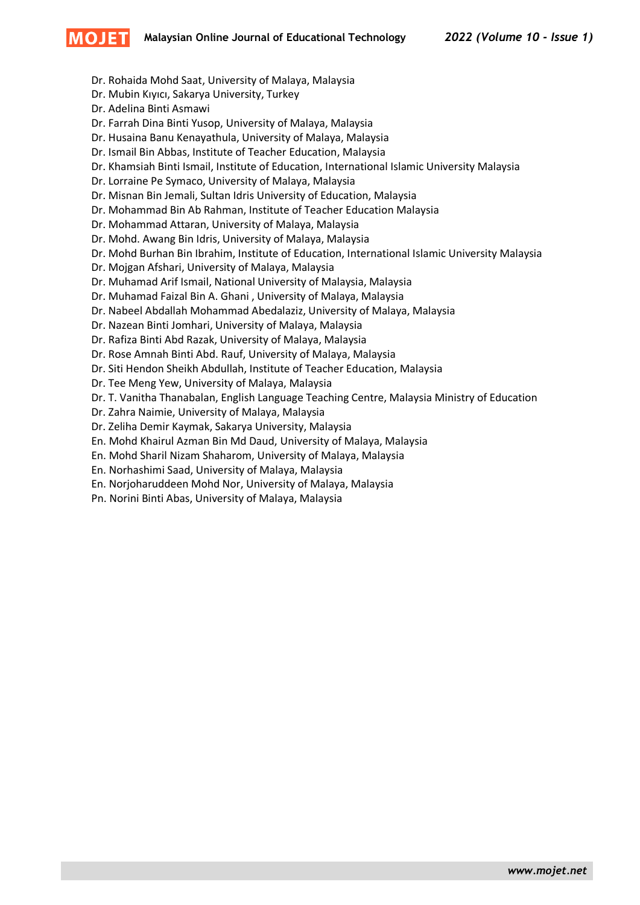Dr. Rohaida Mohd Saat, University of Malaya, Malaysia
Dr. Mubin Kıyıcı, Sakarya University, Turkey
Dr. Adelina Binti Asmawi
Dr. Farrah Dina Binti Yusop, University of Malaya, Malaysia
Dr. Husaina Banu Kenayathula, University of Malaya, Malaysia
Dr. Ismail Bin Abbas, Institute of Teacher Education, Malaysia
Dr. Khamsiah Binti Ismail, Institute of Education, International Islamic University Malaysia
Dr. Lorraine Pe Symaco, University of Malaya, Malaysia
Dr. Misnan Bin Jemali, Sultan Idris University of Education, Malaysia
Dr. Mohammad Bin Ab Rahman, Institute of Teacher Education Malaysia
Dr. Mohammad Attaran, University of Malaya, Malaysia
Dr. Mohd. Awang Bin Idris, University of Malaya, Malaysia
Dr. Mohd Burhan Bin Ibrahim, Institute of Education, International Islamic University Malaysia
Dr. Mojgan Afshari, University of Malaya, Malaysia
Dr. Muhamad Arif Ismail, National University of Malaysia, Malaysia
Dr. Muhamad Faizal Bin A. Ghani , University of Malaya, Malaysia
Dr. Nabeel Abdallah Mohammad Abedalaziz, University of Malaya, Malaysia
Dr. Nazean Binti Jomhari, University of Malaya, Malaysia
Dr. Rafiza Binti Abd Razak, University of Malaya, Malaysia
Dr. Rose Amnah Binti Abd. Rauf, University of Malaya, Malaysia
Dr. Siti Hendon Sheikh Abdullah, Institute of Teacher Education, Malaysia
Dr. Tee Meng Yew, University of Malaya, Malaysia
Dr. T. Vanitha Thanabalan, English Language Teaching Centre, Malaysia Ministry of Education
Dr. Zahra Naimie, University of Malaya, Malaysia
Dr. Zeliha Demir Kaymak, Sakarya University, Malaysia
En. Mohd Khairul Azman Bin Md Daud, University of Malaya, Malaysia
En. Mohd Sharil Nizam Shaharom, University of Malaya, Malaysia
En. Norhashimi Saad, University of Malaya, Malaysia
En. Norjoharuddeen Mohd Nor, University of Malaya, Malaysia
Pn. Norini Binti Abas, University of Malaya, Malaysia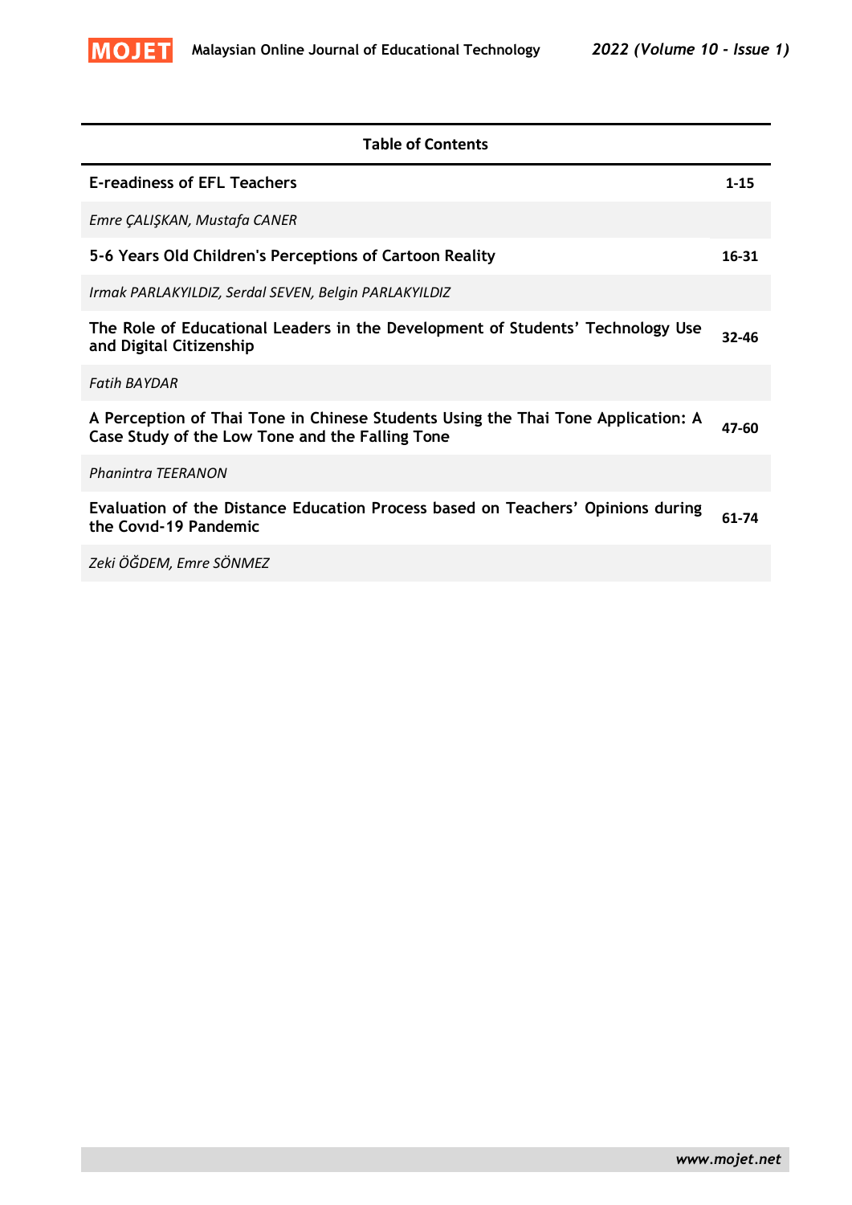| Table of Contents | |
|---|---|
| **E-readiness of EFL Teachers** | **1-15** |
| *Emre ÇALIŞKAN, Mustafa CANER* | |
| **5-6 Years Old Children's Perceptions of Cartoon Reality** | **16-31** |
| *Irmak PARLAKYILDIZ, Serdal SEVEN, Belgin PARLAKYILDIZ* | |
| **The Role of Educational Leaders in the Development of Students’ Technology Use and Digital Citizenship** | **32-46** |
| *Fatih BAYDAR* | |
| **A Perception of Thai Tone in Chinese Students Using the Thai Tone Application: A Case Study of the Low Tone and the Falling Tone** | **47-60** |
| *Phanintra TEERANON* | |
| **Evaluation of the Distance Education Process based on Teachers’ Opinions during the Covıd-19 Pandemic** | **61-74** |
| *Zeki ÖĞDEM, Emre SÖNMEZ* | |